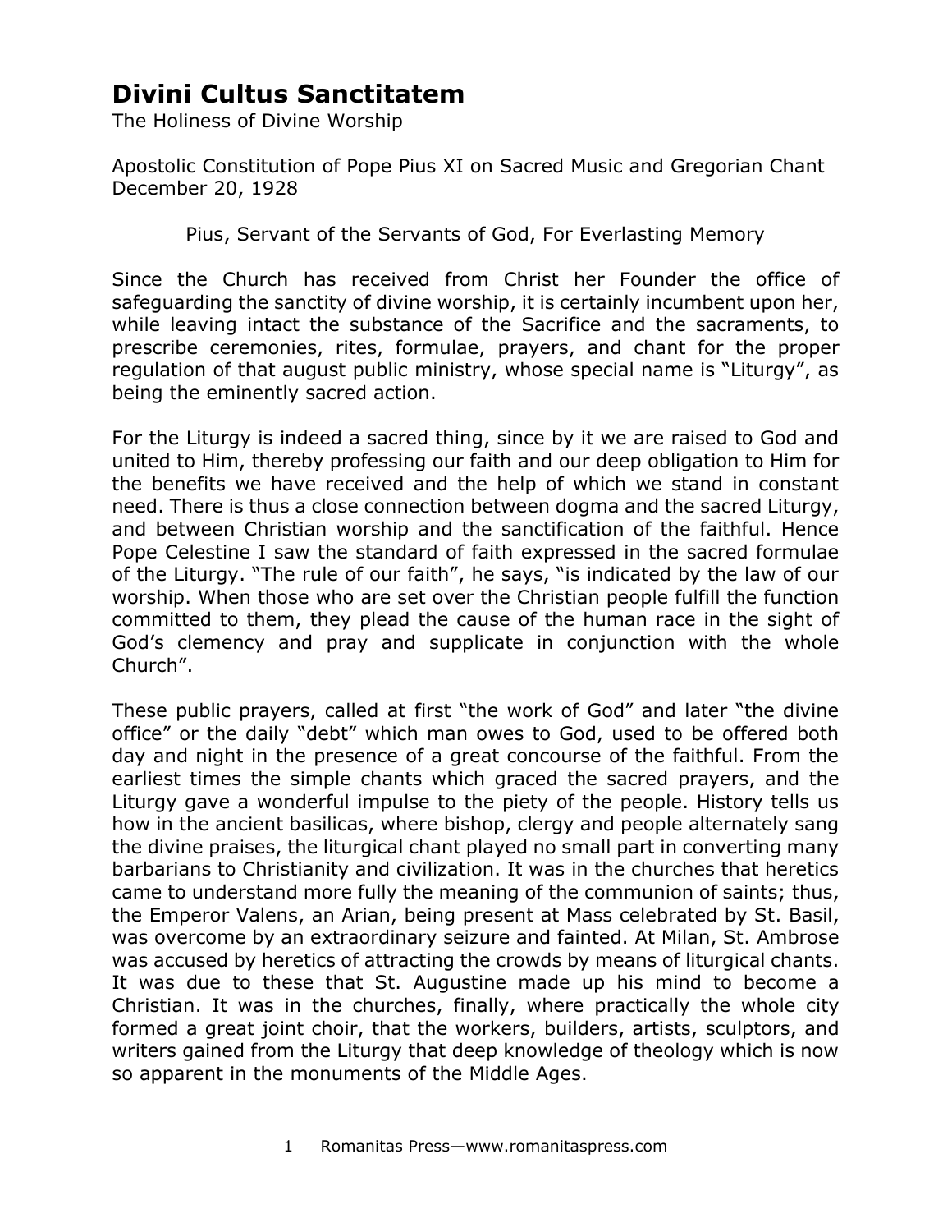# Divini Cultus Sanctitatem

The Holiness of Divine Worship

Apostolic Constitution of Pope Pius XI on Sacred Music and Gregorian Chant
December 20, 1928

Pius, Servant of the Servants of God, For Everlasting Memory

Since the Church has received from Christ her Founder the office of safeguarding the sanctity of divine worship, it is certainly incumbent upon her, while leaving intact the substance of the Sacrifice and the sacraments, to prescribe ceremonies, rites, formulae, prayers, and chant for the proper regulation of that august public ministry, whose special name is "Liturgy", as being the eminently sacred action.

For the Liturgy is indeed a sacred thing, since by it we are raised to God and united to Him, thereby professing our faith and our deep obligation to Him for the benefits we have received and the help of which we stand in constant need. There is thus a close connection between dogma and the sacred Liturgy, and between Christian worship and the sanctification of the faithful. Hence Pope Celestine I saw the standard of faith expressed in the sacred formulae of the Liturgy. "The rule of our faith", he says, "is indicated by the law of our worship. When those who are set over the Christian people fulfill the function committed to them, they plead the cause of the human race in the sight of God's clemency and pray and supplicate in conjunction with the whole Church".

These public prayers, called at first "the work of God" and later "the divine office" or the daily "debt" which man owes to God, used to be offered both day and night in the presence of a great concourse of the faithful. From the earliest times the simple chants which graced the sacred prayers, and the Liturgy gave a wonderful impulse to the piety of the people. History tells us how in the ancient basilicas, where bishop, clergy and people alternately sang the divine praises, the liturgical chant played no small part in converting many barbarians to Christianity and civilization. It was in the churches that heretics came to understand more fully the meaning of the communion of saints; thus, the Emperor Valens, an Arian, being present at Mass celebrated by St. Basil, was overcome by an extraordinary seizure and fainted. At Milan, St. Ambrose was accused by heretics of attracting the crowds by means of liturgical chants. It was due to these that St. Augustine made up his mind to become a Christian. It was in the churches, finally, where practically the whole city formed a great joint choir, that the workers, builders, artists, sculptors, and writers gained from the Liturgy that deep knowledge of theology which is now so apparent in the monuments of the Middle Ages.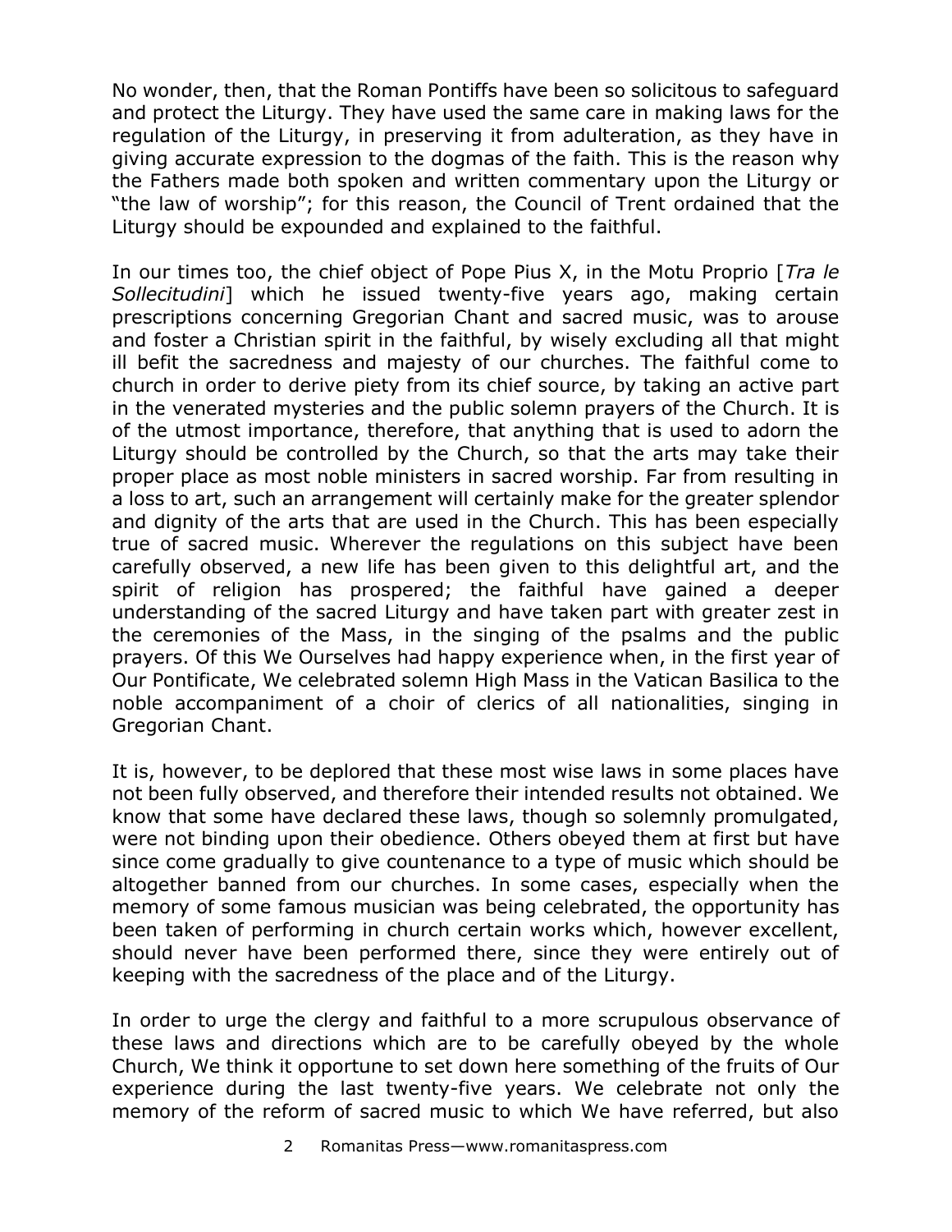No wonder, then, that the Roman Pontiffs have been so solicitous to safeguard and protect the Liturgy. They have used the same care in making laws for the regulation of the Liturgy, in preserving it from adulteration, as they have in giving accurate expression to the dogmas of the faith. This is the reason why the Fathers made both spoken and written commentary upon the Liturgy or "the law of worship"; for this reason, the Council of Trent ordained that the Liturgy should be expounded and explained to the faithful.

In our times too, the chief object of Pope Pius X, in the Motu Proprio [*Tra le Sollecitudini*] which he issued twenty-five years ago, making certain prescriptions concerning Gregorian Chant and sacred music, was to arouse and foster a Christian spirit in the faithful, by wisely excluding all that might ill befit the sacredness and majesty of our churches. The faithful come to church in order to derive piety from its chief source, by taking an active part in the venerated mysteries and the public solemn prayers of the Church. It is of the utmost importance, therefore, that anything that is used to adorn the Liturgy should be controlled by the Church, so that the arts may take their proper place as most noble ministers in sacred worship. Far from resulting in a loss to art, such an arrangement will certainly make for the greater splendor and dignity of the arts that are used in the Church. This has been especially true of sacred music. Wherever the regulations on this subject have been carefully observed, a new life has been given to this delightful art, and the spirit of religion has prospered; the faithful have gained a deeper understanding of the sacred Liturgy and have taken part with greater zest in the ceremonies of the Mass, in the singing of the psalms and the public prayers. Of this We Ourselves had happy experience when, in the first year of Our Pontificate, We celebrated solemn High Mass in the Vatican Basilica to the noble accompaniment of a choir of clerics of all nationalities, singing in Gregorian Chant.

It is, however, to be deplored that these most wise laws in some places have not been fully observed, and therefore their intended results not obtained. We know that some have declared these laws, though so solemnly promulgated, were not binding upon their obedience. Others obeyed them at first but have since come gradually to give countenance to a type of music which should be altogether banned from our churches. In some cases, especially when the memory of some famous musician was being celebrated, the opportunity has been taken of performing in church certain works which, however excellent, should never have been performed there, since they were entirely out of keeping with the sacredness of the place and of the Liturgy.

In order to urge the clergy and faithful to a more scrupulous observance of these laws and directions which are to be carefully obeyed by the whole Church, We think it opportune to set down here something of the fruits of Our experience during the last twenty-five years. We celebrate not only the memory of the reform of sacred music to which We have referred, but also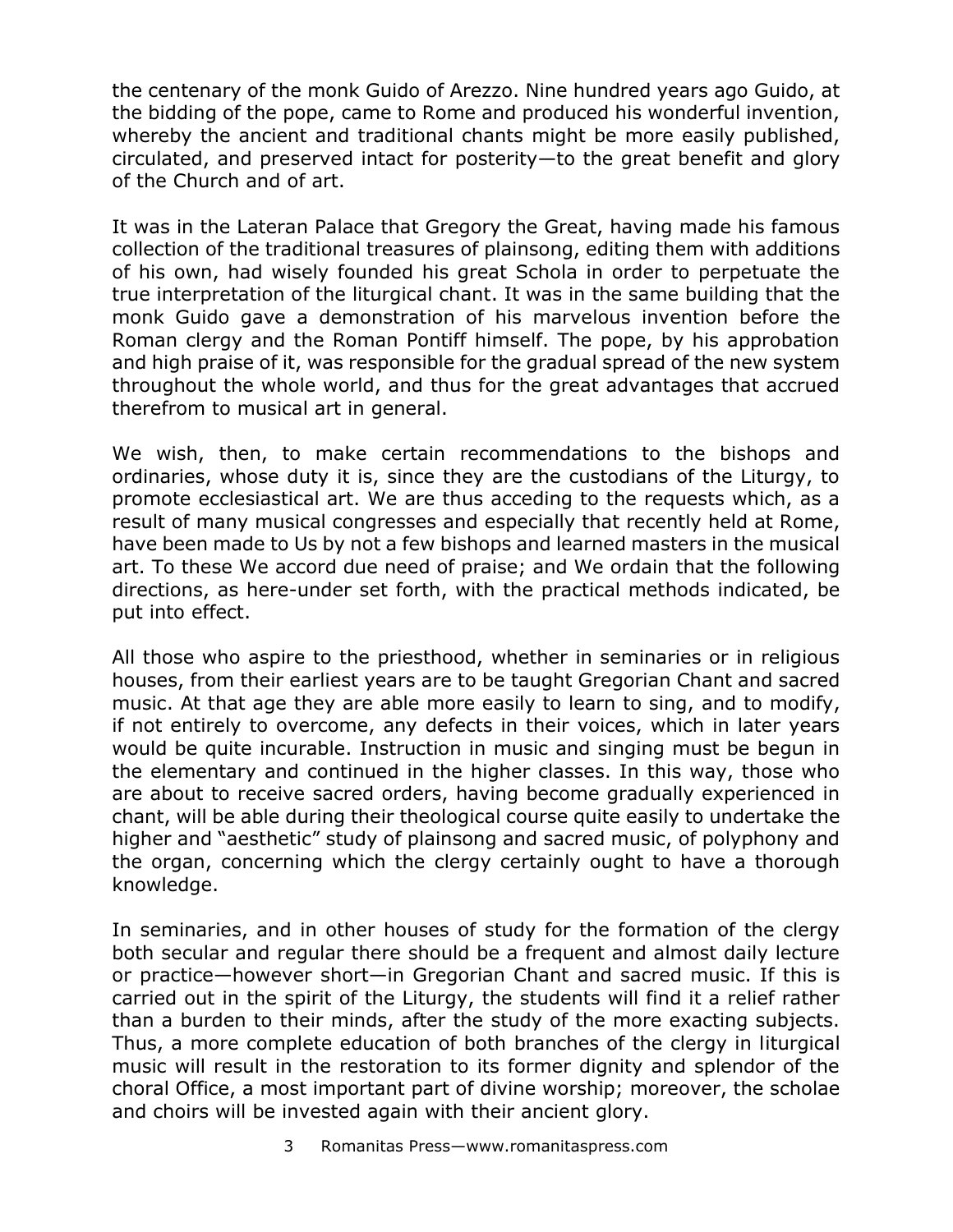the centenary of the monk Guido of Arezzo. Nine hundred years ago Guido, at the bidding of the pope, came to Rome and produced his wonderful invention, whereby the ancient and traditional chants might be more easily published, circulated, and preserved intact for posterity—to the great benefit and glory of the Church and of art.

It was in the Lateran Palace that Gregory the Great, having made his famous collection of the traditional treasures of plainsong, editing them with additions of his own, had wisely founded his great Schola in order to perpetuate the true interpretation of the liturgical chant. It was in the same building that the monk Guido gave a demonstration of his marvelous invention before the Roman clergy and the Roman Pontiff himself. The pope, by his approbation and high praise of it, was responsible for the gradual spread of the new system throughout the whole world, and thus for the great advantages that accrued therefrom to musical art in general.

We wish, then, to make certain recommendations to the bishops and ordinaries, whose duty it is, since they are the custodians of the Liturgy, to promote ecclesiastical art. We are thus acceding to the requests which, as a result of many musical congresses and especially that recently held at Rome, have been made to Us by not a few bishops and learned masters in the musical art. To these We accord due need of praise; and We ordain that the following directions, as here-under set forth, with the practical methods indicated, be put into effect.

All those who aspire to the priesthood, whether in seminaries or in religious houses, from their earliest years are to be taught Gregorian Chant and sacred music. At that age they are able more easily to learn to sing, and to modify, if not entirely to overcome, any defects in their voices, which in later years would be quite incurable. Instruction in music and singing must be begun in the elementary and continued in the higher classes. In this way, those who are about to receive sacred orders, having become gradually experienced in chant, will be able during their theological course quite easily to undertake the higher and "aesthetic" study of plainsong and sacred music, of polyphony and the organ, concerning which the clergy certainly ought to have a thorough knowledge.

In seminaries, and in other houses of study for the formation of the clergy both secular and regular there should be a frequent and almost daily lecture or practice—however short—in Gregorian Chant and sacred music. If this is carried out in the spirit of the Liturgy, the students will find it a relief rather than a burden to their minds, after the study of the more exacting subjects. Thus, a more complete education of both branches of the clergy in liturgical music will result in the restoration to its former dignity and splendor of the choral Office, a most important part of divine worship; moreover, the scholae and choirs will be invested again with their ancient glory.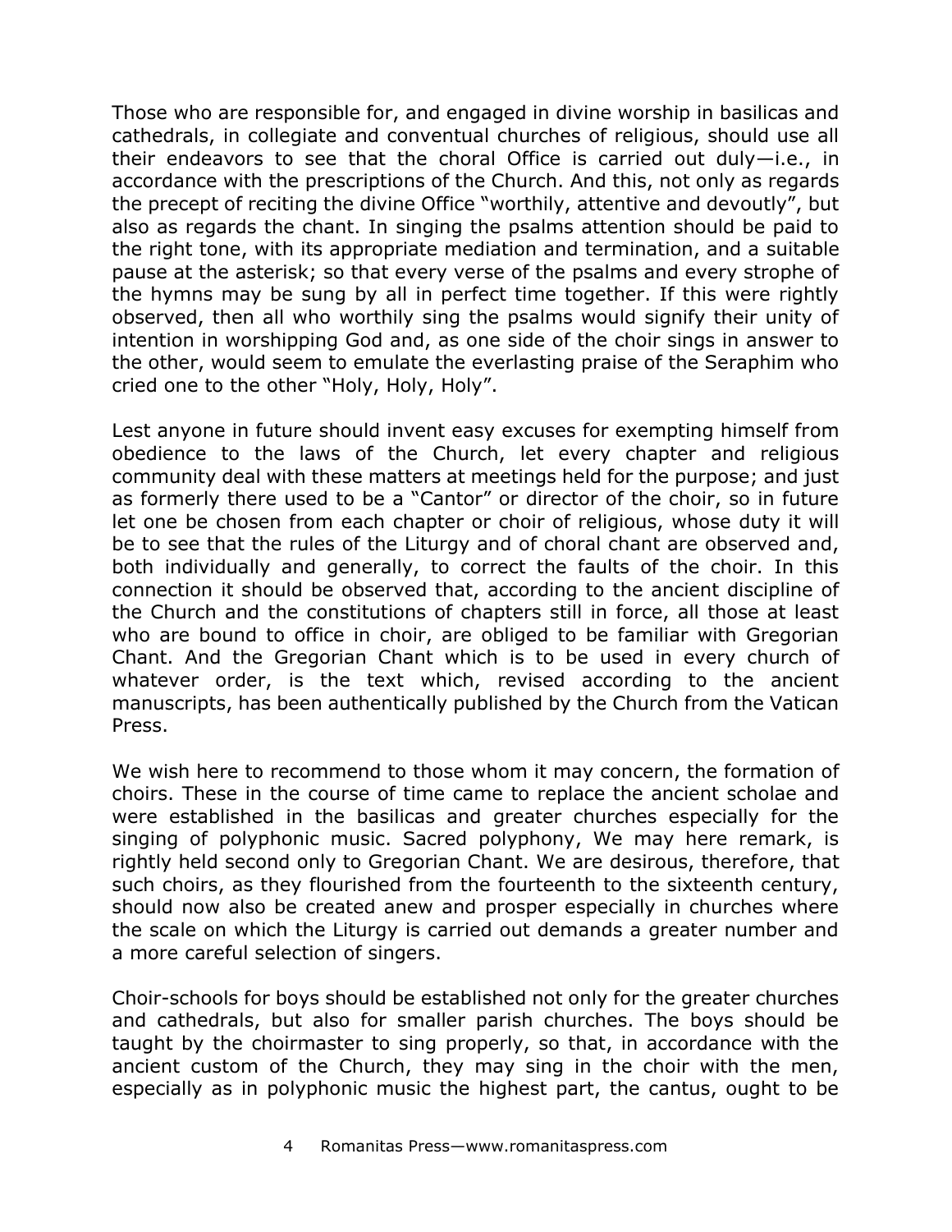Those who are responsible for, and engaged in divine worship in basilicas and cathedrals, in collegiate and conventual churches of religious, should use all their endeavors to see that the choral Office is carried out duly—i.e., in accordance with the prescriptions of the Church. And this, not only as regards the precept of reciting the divine Office "worthily, attentive and devoutly", but also as regards the chant. In singing the psalms attention should be paid to the right tone, with its appropriate mediation and termination, and a suitable pause at the asterisk; so that every verse of the psalms and every strophe of the hymns may be sung by all in perfect time together. If this were rightly observed, then all who worthily sing the psalms would signify their unity of intention in worshipping God and, as one side of the choir sings in answer to the other, would seem to emulate the everlasting praise of the Seraphim who cried one to the other "Holy, Holy, Holy".

Lest anyone in future should invent easy excuses for exempting himself from obedience to the laws of the Church, let every chapter and religious community deal with these matters at meetings held for the purpose; and just as formerly there used to be a "Cantor" or director of the choir, so in future let one be chosen from each chapter or choir of religious, whose duty it will be to see that the rules of the Liturgy and of choral chant are observed and, both individually and generally, to correct the faults of the choir. In this connection it should be observed that, according to the ancient discipline of the Church and the constitutions of chapters still in force, all those at least who are bound to office in choir, are obliged to be familiar with Gregorian Chant. And the Gregorian Chant which is to be used in every church of whatever order, is the text which, revised according to the ancient manuscripts, has been authentically published by the Church from the Vatican Press.

We wish here to recommend to those whom it may concern, the formation of choirs. These in the course of time came to replace the ancient scholae and were established in the basilicas and greater churches especially for the singing of polyphonic music. Sacred polyphony, We may here remark, is rightly held second only to Gregorian Chant. We are desirous, therefore, that such choirs, as they flourished from the fourteenth to the sixteenth century, should now also be created anew and prosper especially in churches where the scale on which the Liturgy is carried out demands a greater number and a more careful selection of singers.

Choir-schools for boys should be established not only for the greater churches and cathedrals, but also for smaller parish churches. The boys should be taught by the choirmaster to sing properly, so that, in accordance with the ancient custom of the Church, they may sing in the choir with the men, especially as in polyphonic music the highest part, the cantus, ought to be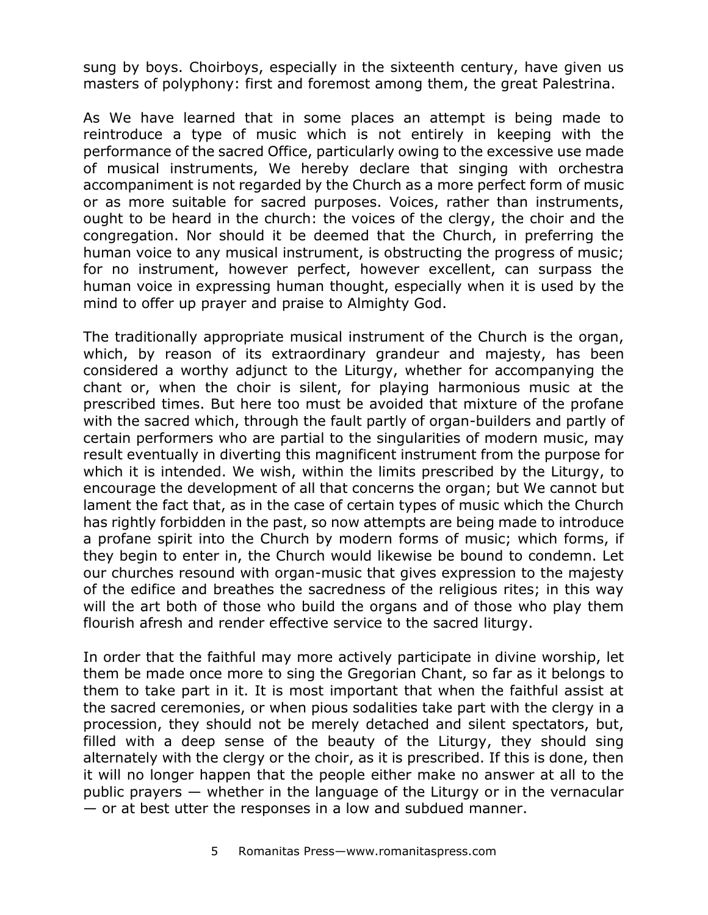sung by boys. Choirboys, especially in the sixteenth century, have given us masters of polyphony: first and foremost among them, the great Palestrina.

As We have learned that in some places an attempt is being made to reintroduce a type of music which is not entirely in keeping with the performance of the sacred Office, particularly owing to the excessive use made of musical instruments, We hereby declare that singing with orchestra accompaniment is not regarded by the Church as a more perfect form of music or as more suitable for sacred purposes. Voices, rather than instruments, ought to be heard in the church: the voices of the clergy, the choir and the congregation. Nor should it be deemed that the Church, in preferring the human voice to any musical instrument, is obstructing the progress of music; for no instrument, however perfect, however excellent, can surpass the human voice in expressing human thought, especially when it is used by the mind to offer up prayer and praise to Almighty God.

The traditionally appropriate musical instrument of the Church is the organ, which, by reason of its extraordinary grandeur and majesty, has been considered a worthy adjunct to the Liturgy, whether for accompanying the chant or, when the choir is silent, for playing harmonious music at the prescribed times. But here too must be avoided that mixture of the profane with the sacred which, through the fault partly of organ-builders and partly of certain performers who are partial to the singularities of modern music, may result eventually in diverting this magnificent instrument from the purpose for which it is intended. We wish, within the limits prescribed by the Liturgy, to encourage the development of all that concerns the organ; but We cannot but lament the fact that, as in the case of certain types of music which the Church has rightly forbidden in the past, so now attempts are being made to introduce a profane spirit into the Church by modern forms of music; which forms, if they begin to enter in, the Church would likewise be bound to condemn. Let our churches resound with organ-music that gives expression to the majesty of the edifice and breathes the sacredness of the religious rites; in this way will the art both of those who build the organs and of those who play them flourish afresh and render effective service to the sacred liturgy.

In order that the faithful may more actively participate in divine worship, let them be made once more to sing the Gregorian Chant, so far as it belongs to them to take part in it. It is most important that when the faithful assist at the sacred ceremonies, or when pious sodalities take part with the clergy in a procession, they should not be merely detached and silent spectators, but, filled with a deep sense of the beauty of the Liturgy, they should sing alternately with the clergy or the choir, as it is prescribed. If this is done, then it will no longer happen that the people either make no answer at all to the public prayers — whether in the language of the Liturgy or in the vernacular — or at best utter the responses in a low and subdued manner.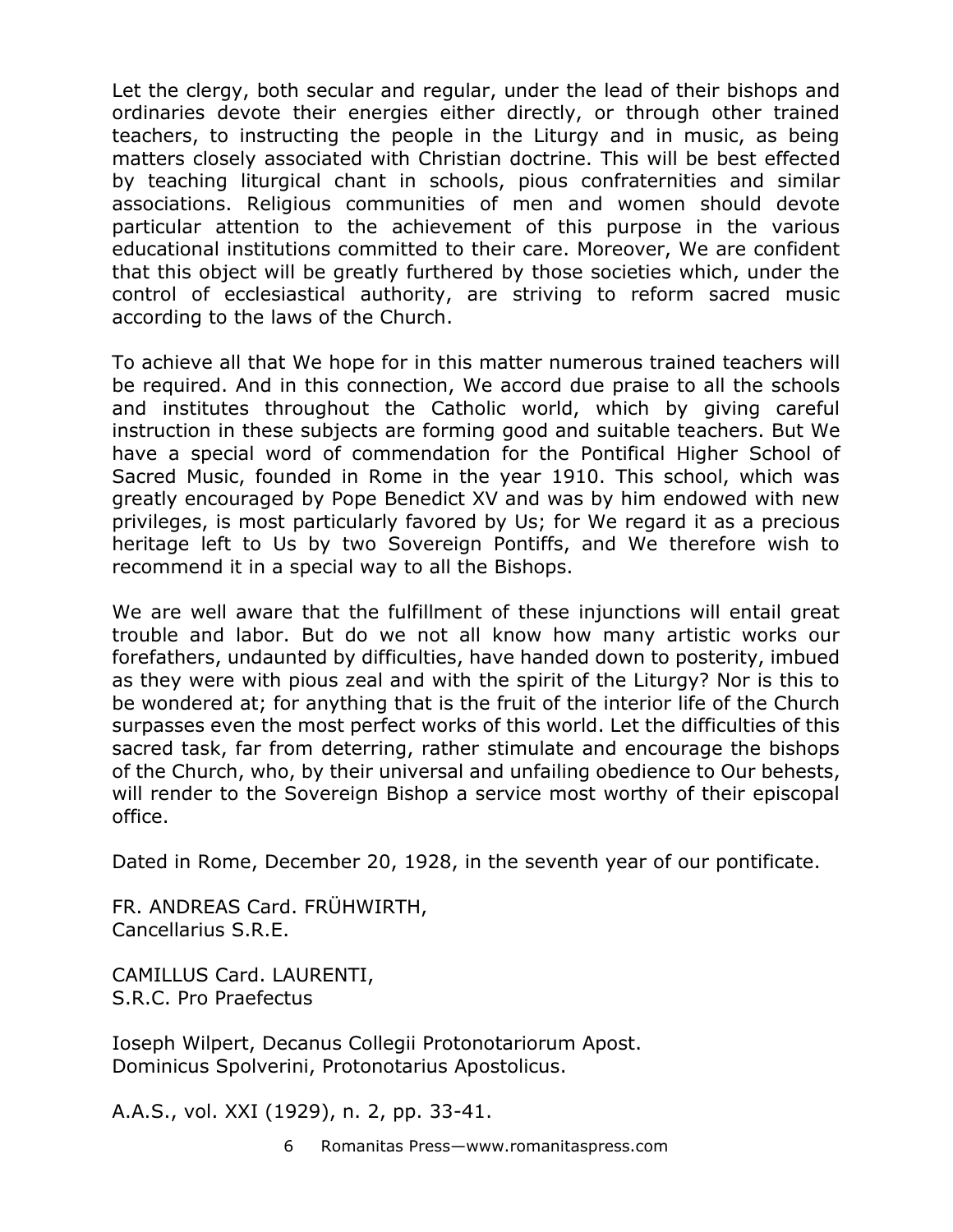Let the clergy, both secular and regular, under the lead of their bishops and ordinaries devote their energies either directly, or through other trained teachers, to instructing the people in the Liturgy and in music, as being matters closely associated with Christian doctrine. This will be best effected by teaching liturgical chant in schools, pious confraternities and similar associations. Religious communities of men and women should devote particular attention to the achievement of this purpose in the various educational institutions committed to their care. Moreover, We are confident that this object will be greatly furthered by those societies which, under the control of ecclesiastical authority, are striving to reform sacred music according to the laws of the Church.

To achieve all that We hope for in this matter numerous trained teachers will be required. And in this connection, We accord due praise to all the schools and institutes throughout the Catholic world, which by giving careful instruction in these subjects are forming good and suitable teachers. But We have a special word of commendation for the Pontifical Higher School of Sacred Music, founded in Rome in the year 1910. This school, which was greatly encouraged by Pope Benedict XV and was by him endowed with new privileges, is most particularly favored by Us; for We regard it as a precious heritage left to Us by two Sovereign Pontiffs, and We therefore wish to recommend it in a special way to all the Bishops.

We are well aware that the fulfillment of these injunctions will entail great trouble and labor. But do we not all know how many artistic works our forefathers, undaunted by difficulties, have handed down to posterity, imbued as they were with pious zeal and with the spirit of the Liturgy? Nor is this to be wondered at; for anything that is the fruit of the interior life of the Church surpasses even the most perfect works of this world. Let the difficulties of this sacred task, far from deterring, rather stimulate and encourage the bishops of the Church, who, by their universal and unfailing obedience to Our behests, will render to the Sovereign Bishop a service most worthy of their episcopal office.

Dated in Rome, December 20, 1928, in the seventh year of our pontificate.

FR. ANDREAS Card. FRÜHWIRTH,
Cancellarius S.R.E.

CAMILLUS Card. LAURENTI,
S.R.C. Pro Praefectus

Ioseph Wilpert, Decanus Collegii Protonotariorum Apost.
Dominicus Spolverini, Protonotarius Apostolicus.

A.A.S., vol. XXI (1929), n. 2, pp. 33-41.